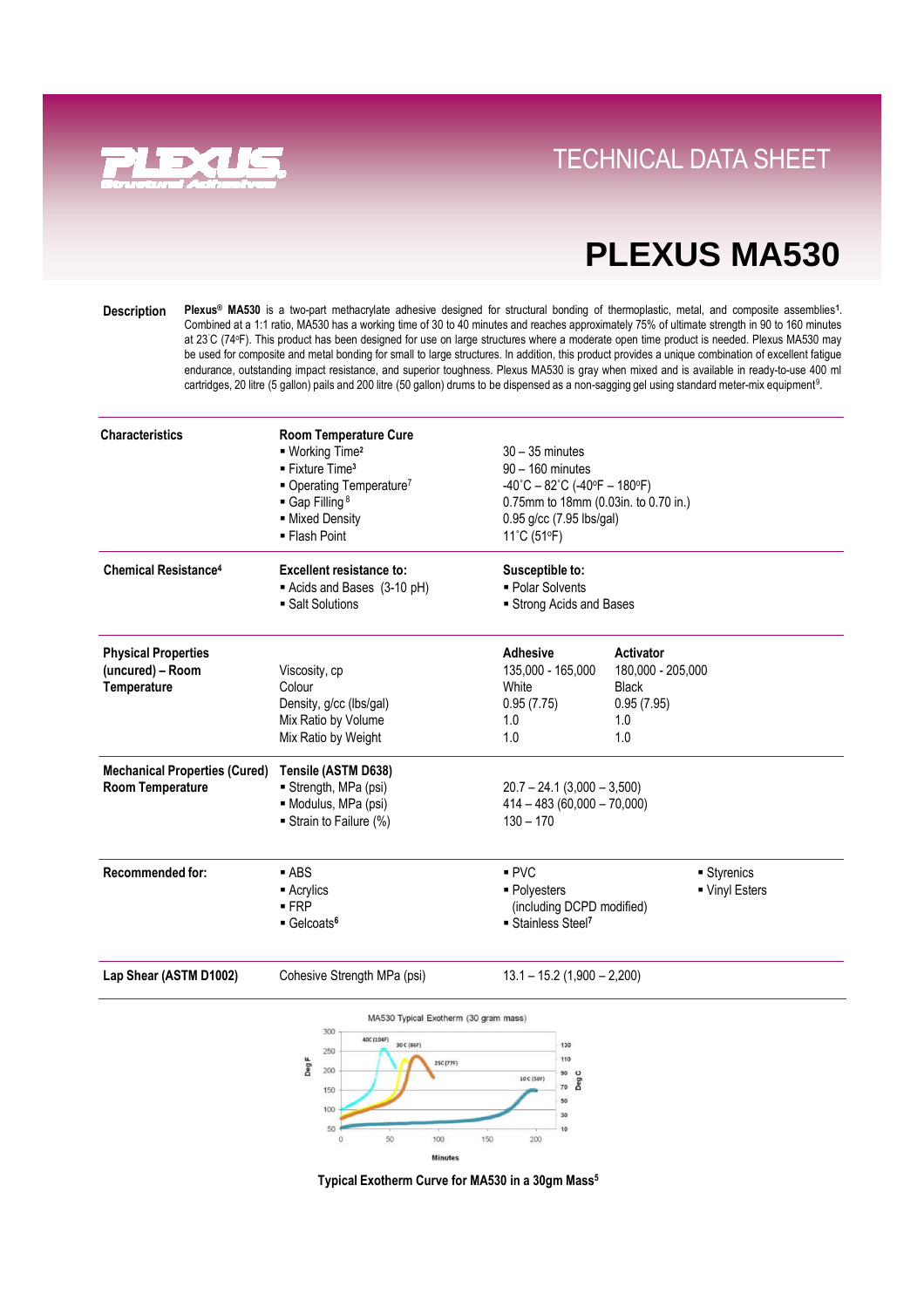# TECHNICAL DATA SHEET

# PLEXUS MA530

**Description**

**Plexus® MA530** is a two-part methacrylate adhesive designed for structural bonding of thermoplastic, metal, and composite assemblies[1]. Combined at a 1:1 ratio, MA530 has a working time of 30 to 40 minutes and reaches approximately 75% of ultimate strength in 90 to 160 minutes at 23˚C (74ºF). This product has been designed for use on large structures where a moderate open time product is needed. Plexus MA530 may be used for composite and metal bonding for small to large structures. In addition, this product provides a unique combination of excellent fatigue endurance, outstanding impact resistance, and superior toughness. Plexus MA530 is gray when mixed and is available in ready-to-use 400 ml cartridges, 20 litre (5 gallon) pails and 200 litre (50 gallon) drums to be dispensed as a non-sagging gel using standard meter-mix equipment[9].

| | | | | |
|---|---|---|---|---|
| **Characteristics** | **Room Temperature Cure** | | | |
| | ▪ Working Time[2] | 30 – 35 minutes | | |
| | ▪ Fixture Time[3] | 90 – 160 minutes | | |
| | ▪ Operating Temperature[7] | -40˚C – 82˚C (-40ºF – 180ºF) | | |
| | ▪ Gap Filling[8] | 0.75mm to 18mm (0.03in. to 0.70 in.) | | |
| | ▪ Mixed Density | 0.95 g/cc (7.95 lbs/gal) | | |
| | ▪ Flash Point | 11˚C (51ºF) | | |
| **Chemical Resistance[4]** | **Excellent resistance to:** | **Susceptible to:** | | |
| | ▪ Acids and Bases (3-10 pH) | ▪ Polar Solvents | | |
| | ▪ Salt Solutions | ▪ Strong Acids and Bases | | |
| **Physical Properties (uncured) – Room Temperature** | | **Adhesive** | **Activator** | |
| | Viscosity, cp | 135,000 - 165,000 | 180,000 - 205,000 | |
| | Colour | White | Black | |
| | Density, g/cc (lbs/gal) | 0.95 (7.75) | 0.95 (7.95) | |
| | Mix Ratio by Volume | 1.0 | 1.0 | |
| | Mix Ratio by Weight | 1.0 | 1.0 | |
| **Mechanical Properties (Cured) Room Temperature** | **Tensile (ASTM D638)** | | | |
| | ▪ Strength, MPa (psi) | 20.7 – 24.1 (3,000 – 3,500) | | |
| | ▪ Modulus, MPa (psi) | 414 – 483 (60,000 – 70,000) | | |
| | ▪ Strain to Failure (%) | 130 – 170 | | |
| **Recommended for:** | ▪ ABS | ▪ PVC | | ▪ Styrenics |
| | ▪ Acrylics | ▪ Polyesters (including DCPD modified) | | ▪ Vinyl Esters |
| | ▪ FRP | ▪ Stainless Steel[7] | | |
| | ▪ Gelcoats[6] | | | |
| **Lap Shear (ASTM D1002)** | Cohesive Strength MPa (psi) | 13.1 – 15.2 (1,900 – 2,200) | | |

MA530 Typical Exotherm (30 gram mass)

Typical Exotherm Curve for MA530 in a 30gm Mass[5]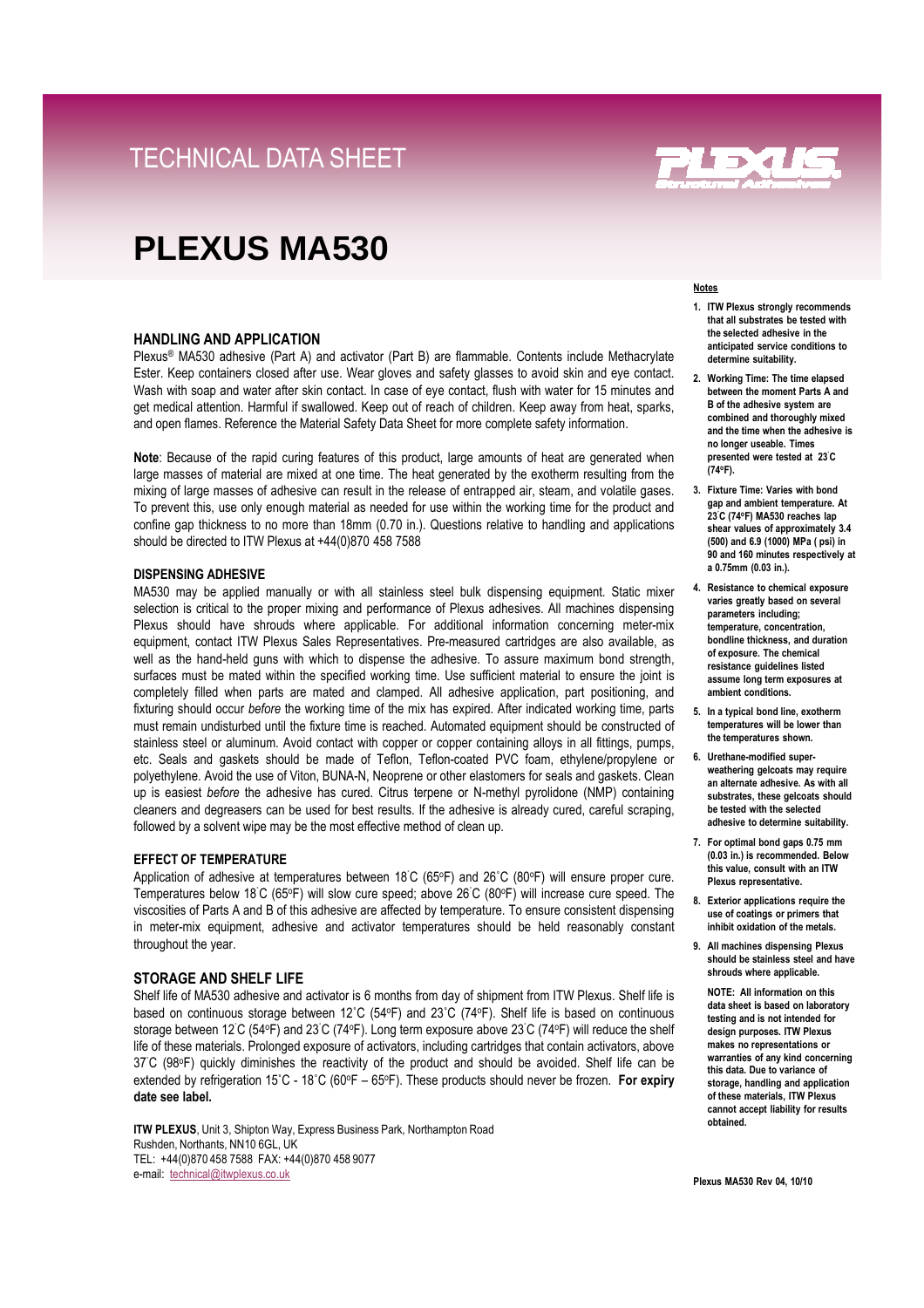# TECHNICAL DATA SHEET

# PLEXUS MA530

## HANDLING AND APPLICATION

Plexus® MA530 adhesive (Part A) and activator (Part B) are flammable. Contents include Methacrylate Ester. Keep containers closed after use. Wear gloves and safety glasses to avoid skin and eye contact. Wash with soap and water after skin contact. In case of eye contact, flush with water for 15 minutes and get medical attention. Harmful if swallowed. Keep out of reach of children. Keep away from heat, sparks, and open flames. Reference the Material Safety Data Sheet for more complete safety information.

**Note**: Because of the rapid curing features of this product, large amounts of heat are generated when large masses of material are mixed at one time. The heat generated by the exotherm resulting from the mixing of large masses of adhesive can result in the release of entrapped air, steam, and volatile gases. To prevent this, use only enough material as needed for use within the working time for the product and confine gap thickness to no more than 18mm (0.70 in.). Questions relative to handling and applications should be directed to ITW Plexus at +44(0)870 458 7588

## DISPENSING ADHESIVE

MA530 may be applied manually or with all stainless steel bulk dispensing equipment. Static mixer selection is critical to the proper mixing and performance of Plexus adhesives. All machines dispensing Plexus should have shrouds where applicable. For additional information concerning meter-mix equipment, contact ITW Plexus Sales Representatives. Pre-measured cartridges are also available, as well as the hand-held guns with which to dispense the adhesive. To assure maximum bond strength, surfaces must be mated within the specified working time. Use sufficient material to ensure the joint is completely filled when parts are mated and clamped. All adhesive application, part positioning, and fixturing should occur *before* the working time of the mix has expired. After indicated working time, parts must remain undisturbed until the fixture time is reached. Automated equipment should be constructed of stainless steel or aluminum. Avoid contact with copper or copper containing alloys in all fittings, pumps, etc. Seals and gaskets should be made of Teflon, Teflon-coated PVC foam, ethylene/propylene or polyethylene. Avoid the use of Viton, BUNA-N, Neoprene or other elastomers for seals and gaskets. Clean up is easiest *before* the adhesive has cured. Citrus terpene or N-methyl pyrolidone (NMP) containing cleaners and degreasers can be used for best results. If the adhesive is already cured, careful scraping, followed by a solvent wipe may be the most effective method of clean up.

## EFFECT OF TEMPERATURE

Application of adhesive at temperatures between 18°C (65°F) and 26°C (80°F) will ensure proper cure. Temperatures below 18°C (65°F) will slow cure speed; above 26°C (80°F) will increase cure speed. The viscosities of Parts A and B of this adhesive are affected by temperature. To ensure consistent dispensing in meter-mix equipment, adhesive and activator temperatures should be held reasonably constant throughout the year.

## STORAGE AND SHELF LIFE

Shelf life of MA530 adhesive and activator is 6 months from day of shipment from ITW Plexus. Shelf life is based on continuous storage between 12°C (54°F) and 23°C (74°F). Shelf life is based on continuous storage between 12°C (54°F) and 23°C (74°F). Long term exposure above 23°C (74°F) will reduce the shelf life of these materials. Prolonged exposure of activators, including cartridges that contain activators, above 37°C (98°F) quickly diminishes the reactivity of the product and should be avoided. Shelf life can be extended by refrigeration 15°C - 18°C (60°F – 65°F). These products should never be frozen. **For expiry date see label.**

**ITW PLEXUS**, Unit 3, Shipton Way, Express Business Park, Northampton Road
Rushden, Northants, NN10 6GL, UK
TEL: +44(0)870 458 7588 FAX: +44(0)870 458 9077
e-mail: technical@itwplexus.co.uk

**Notes**

1. **ITW Plexus strongly recommends that all substrates be tested with the selected adhesive in the anticipated service conditions to determine suitability.**
2. **Working Time: The time elapsed between the moment Parts A and B of the adhesive system are combined and thoroughly mixed and the time when the adhesive is no longer useable. Times presented were tested at 23°C (74°F).**
3. **Fixture Time: Varies with bond gap and ambient temperature. At 23°C (74°F) MA530 reaches lap shear values of approximately 3.4 (500) and 6.9 (1000) MPa ( psi) in 90 and 160 minutes respectively at a 0.75mm (0.03 in.).**
4. **Resistance to chemical exposure varies greatly based on several parameters including; temperature, concentration, bondline thickness, and duration of exposure. The chemical resistance guidelines listed assume long term exposures at ambient conditions.**
5. **In a typical bond line, exotherm temperatures will be lower than the temperatures shown.**
6. **Urethane-modified super-weathering gelcoats may require an alternate adhesive. As with all substrates, these gelcoats should be tested with the selected adhesive to determine suitability.**
7. **For optimal bond gaps 0.75 mm (0.03 in.) is recommended. Below this value, consult with an ITW Plexus representative.**
8. **Exterior applications require the use of coatings or primers that inhibit oxidation of the metals.**
9. **All machines dispensing Plexus should be stainless steel and have shrouds where applicable.**

**NOTE: All information on this data sheet is based on laboratory testing and is not intended for design purposes. ITW Plexus makes no representations or warranties of any kind concerning this data. Due to variance of storage, handling and application of these materials, ITW Plexus cannot accept liability for results obtained.**

**Plexus MA530 Rev 04, 10/10**